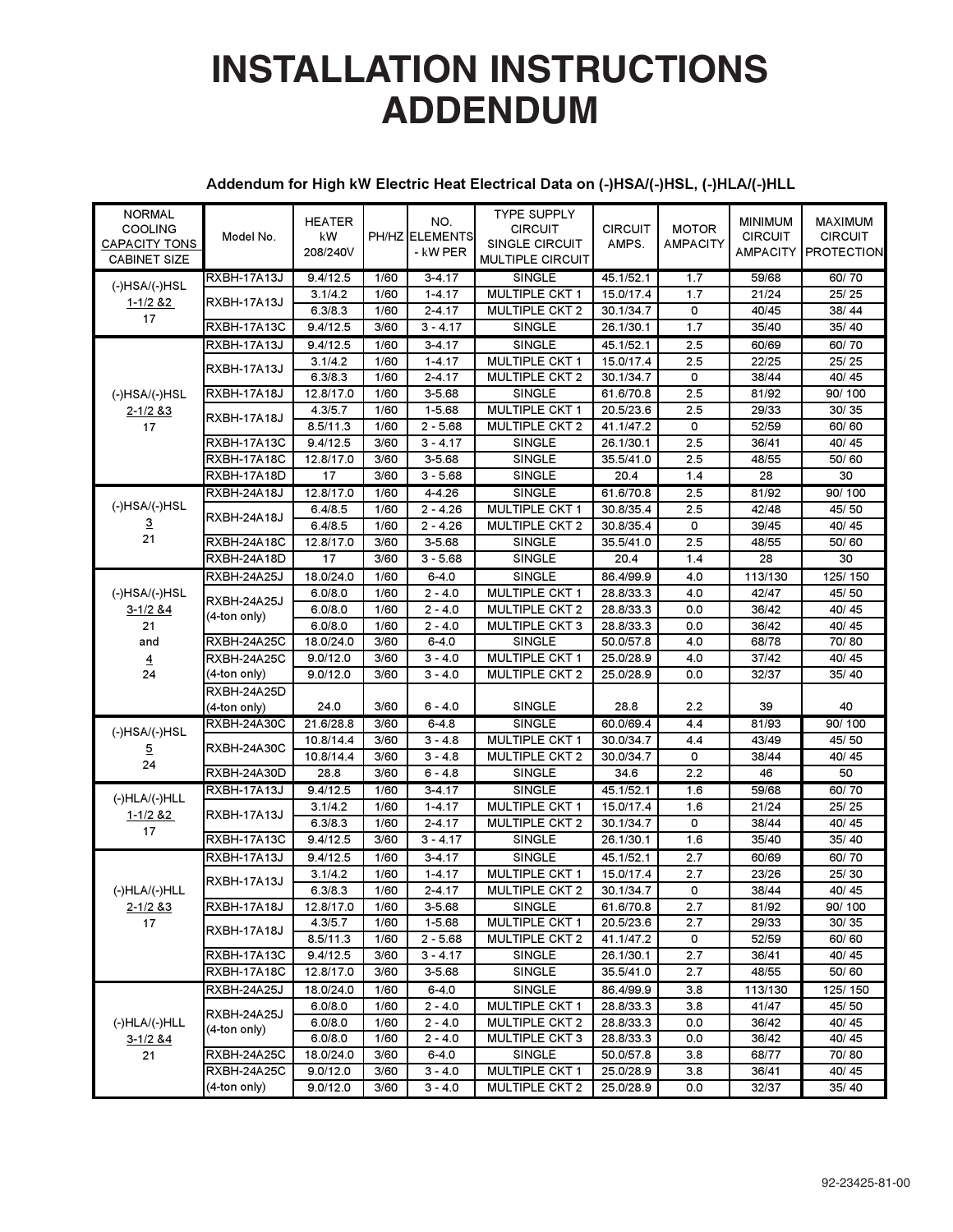# INSTALLATION INSTRUCTIONS ADDENDUM

### Addendum for High kW Electric Heat Electrical Data on (-)HSA/(-)HSL, (-)HLA/(-)HLL

| NORMAL COOLING CAPACITY TONS CABINET SIZE | Model No. | HEATER kW 208/240V | PH/HZ | NO. ELEMENTS - kW PER | TYPE SUPPLY CIRCUIT SINGLE CIRCUIT MULTIPLE CIRCUIT | CIRCUIT AMPS. | MOTOR AMPACITY | MINIMUM CIRCUIT AMPACITY | MAXIMUM CIRCUIT PROTECTION |
|---|---|---|---|---|---|---|---|---|---|
| (-)HSA/(-)HSL 1-1/2 &2 17 | RXBH-17A13J | 9.4/12.5 | 1/60 | 3-4.17 | SINGLE | 45.1/52.1 | 1.7 | 59/68 | 60/ 70 |
| | RXBH-17A13J | 3.1/4.2 | 1/60 | 1-4.17 | MULTIPLE CKT 1 | 15.0/17.4 | 1.7 | 21/24 | 25/ 25 |
| | | 6.3/8.3 | 1/60 | 2-4.17 | MULTIPLE CKT 2 | 30.1/34.7 | 0 | 40/45 | 38/ 44 |
| | RXBH-17A13C | 9.4/12.5 | 3/60 | 3 - 4.17 | SINGLE | 26.1/30.1 | 1.7 | 35/40 | 35/ 40 |
| (-)HSA/(-)HSL 2-1/2 &3 17 | RXBH-17A13J | 9.4/12.5 | 1/60 | 3-4.17 | SINGLE | 45.1/52.1 | 2.5 | 60/69 | 60/ 70 |
| | RXBH-17A13J | 3.1/4.2 | 1/60 | 1-4.17 | MULTIPLE CKT 1 | 15.0/17.4 | 2.5 | 22/25 | 25/ 25 |
| | | 6.3/8.3 | 1/60 | 2-4.17 | MULTIPLE CKT 2 | 30.1/34.7 | 0 | 38/44 | 40/ 45 |
| | RXBH-17A18J | 12.8/17.0 | 1/60 | 3-5.68 | SINGLE | 61.6/70.8 | 2.5 | 81/92 | 90/ 100 |
| | RXBH-17A18J | 4.3/5.7 | 1/60 | 1-5.68 | MULTIPLE CKT 1 | 20.5/23.6 | 2.5 | 29/33 | 30/ 35 |
| | | 8.5/11.3 | 1/60 | 2 - 5.68 | MULTIPLE CKT 2 | 41.1/47.2 | 0 | 52/59 | 60/ 60 |
| | RXBH-17A13C | 9.4/12.5 | 3/60 | 3 - 4.17 | SINGLE | 26.1/30.1 | 2.5 | 36/41 | 40/ 45 |
| | RXBH-17A18C | 12.8/17.0 | 3/60 | 3-5.68 | SINGLE | 35.5/41.0 | 2.5 | 48/55 | 50/ 60 |
| | RXBH-17A18D | 17 | 3/60 | 3 - 5.68 | SINGLE | 20.4 | 1.4 | 28 | 30 |
| (-)HSA/(-)HSL 3 21 | RXBH-24A18J | 12.8/17.0 | 1/60 | 4-4.26 | SINGLE | 61.6/70.8 | 2.5 | 81/92 | 90/ 100 |
| | RXBH-24A18J | 6.4/8.5 | 1/60 | 2 - 4.26 | MULTIPLE CKT 1 | 30.8/35.4 | 2.5 | 42/48 | 45/ 50 |
| | | 6.4/8.5 | 1/60 | 2 - 4.26 | MULTIPLE CKT 2 | 30.8/35.4 | 0 | 39/45 | 40/ 45 |
| | RXBH-24A18C | 12.8/17.0 | 3/60 | 3-5.68 | SINGLE | 35.5/41.0 | 2.5 | 48/55 | 50/ 60 |
| | RXBH-24A18D | 17 | 3/60 | 3 - 5.68 | SINGLE | 20.4 | 1.4 | 28 | 30 |
| (-)HSA/(-)HSL 3-1/2 &4 21 and 4 24 | RXBH-24A25J | 18.0/24.0 | 1/60 | 6-4.0 | SINGLE | 86.4/99.9 | 4.0 | 113/130 | 125/ 150 |
| | RXBH-24A25J (4-ton only) | 6.0/8.0 | 1/60 | 2 - 4.0 | MULTIPLE CKT 1 | 28.8/33.3 | 4.0 | 42/47 | 45/ 50 |
| | | 6.0/8.0 | 1/60 | 2 - 4.0 | MULTIPLE CKT 2 | 28.8/33.3 | 0.0 | 36/42 | 40/ 45 |
| | | 6.0/8.0 | 1/60 | 2 - 4.0 | MULTIPLE CKT 3 | 28.8/33.3 | 0.0 | 36/42 | 40/ 45 |
| | RXBH-24A25C | 18.0/24.0 | 3/60 | 6-4.0 | SINGLE | 50.0/57.8 | 4.0 | 68/78 | 70/ 80 |
| | RXBH-24A25C (4-ton only) | 9.0/12.0 | 3/60 | 3 - 4.0 | MULTIPLE CKT 1 | 25.0/28.9 | 4.0 | 37/42 | 40/ 45 |
| | | 9.0/12.0 | 3/60 | 3 - 4.0 | MULTIPLE CKT 2 | 25.0/28.9 | 0.0 | 32/37 | 35/ 40 |
| | RXBH-24A25D (4-ton only) | 24.0 | 3/60 | 6 - 4.0 | SINGLE | 28.8 | 2.2 | 39 | 40 |
| (-)HSA/(-)HSL 5 24 | RXBH-24A30C | 21.6/28.8 | 3/60 | 6-4.8 | SINGLE | 60.0/69.4 | 4.4 | 81/93 | 90/ 100 |
| | RXBH-24A30C | 10.8/14.4 | 3/60 | 3 - 4.8 | MULTIPLE CKT 1 | 30.0/34.7 | 4.4 | 43/49 | 45/ 50 |
| | | 10.8/14.4 | 3/60 | 3 - 4.8 | MULTIPLE CKT 2 | 30.0/34.7 | 0 | 38/44 | 40/ 45 |
| | RXBH-24A30D | 28.8 | 3/60 | 6 - 4.8 | SINGLE | 34.6 | 2.2 | 46 | 50 |
| (-)HLA/(-)HLL 1-1/2 &2 17 | RXBH-17A13J | 9.4/12.5 | 1/60 | 3-4.17 | SINGLE | 45.1/52.1 | 1.6 | 59/68 | 60/ 70 |
| | RXBH-17A13J | 3.1/4.2 | 1/60 | 1-4.17 | MULTIPLE CKT 1 | 15.0/17.4 | 1.6 | 21/24 | 25/ 25 |
| | | 6.3/8.3 | 1/60 | 2-4.17 | MULTIPLE CKT 2 | 30.1/34.7 | 0 | 38/44 | 40/ 45 |
| | RXBH-17A13C | 9.4/12.5 | 3/60 | 3 - 4.17 | SINGLE | 26.1/30.1 | 1.6 | 35/40 | 35/ 40 |
| (-)HLA/(-)HLL 2-1/2 &3 17 | RXBH-17A13J | 9.4/12.5 | 1/60 | 3-4.17 | SINGLE | 45.1/52.1 | 2.7 | 60/69 | 60/ 70 |
| | RXBH-17A13J | 3.1/4.2 | 1/60 | 1-4.17 | MULTIPLE CKT 1 | 15.0/17.4 | 2.7 | 23/26 | 25/ 30 |
| | | 6.3/8.3 | 1/60 | 2-4.17 | MULTIPLE CKT 2 | 30.1/34.7 | 0 | 38/44 | 40/ 45 |
| | RXBH-17A18J | 12.8/17.0 | 1/60 | 3-5.68 | SINGLE | 61.6/70.8 | 2.7 | 81/92 | 90/ 100 |
| | RXBH-17A18J | 4.3/5.7 | 1/60 | 1-5.68 | MULTIPLE CKT 1 | 20.5/23.6 | 2.7 | 29/33 | 30/ 35 |
| | | 8.5/11.3 | 1/60 | 2 - 5.68 | MULTIPLE CKT 2 | 41.1/47.2 | 0 | 52/59 | 60/ 60 |
| | RXBH-17A13C | 9.4/12.5 | 3/60 | 3 - 4.17 | SINGLE | 26.1/30.1 | 2.7 | 36/41 | 40/ 45 |
| | RXBH-17A18C | 12.8/17.0 | 3/60 | 3-5.68 | SINGLE | 35.5/41.0 | 2.7 | 48/55 | 50/ 60 |
| (-)HLA/(-)HLL 3-1/2 &4 21 | RXBH-24A25J | 18.0/24.0 | 1/60 | 6-4.0 | SINGLE | 86.4/99.9 | 3.8 | 113/130 | 125/ 150 |
| | RXBH-24A25J (4-ton only) | 6.0/8.0 | 1/60 | 2 - 4.0 | MULTIPLE CKT 1 | 28.8/33.3 | 3.8 | 41/47 | 45/ 50 |
| | | 6.0/8.0 | 1/60 | 2 - 4.0 | MULTIPLE CKT 2 | 28.8/33.3 | 0.0 | 36/42 | 40/ 45 |
| | | 6.0/8.0 | 1/60 | 2 - 4.0 | MULTIPLE CKT 3 | 28.8/33.3 | 0.0 | 36/42 | 40/ 45 |
| | RXBH-24A25C | 18.0/24.0 | 3/60 | 6-4.0 | SINGLE | 50.0/57.8 | 3.8 | 68/77 | 70/ 80 |
| | RXBH-24A25C (4-ton only) | 9.0/12.0 | 3/60 | 3 - 4.0 | MULTIPLE CKT 1 | 25.0/28.9 | 3.8 | 36/41 | 40/ 45 |
| | | 9.0/12.0 | 3/60 | 3 - 4.0 | MULTIPLE CKT 2 | 25.0/28.9 | 0.0 | 32/37 | 35/ 40 |

92-23425-81-00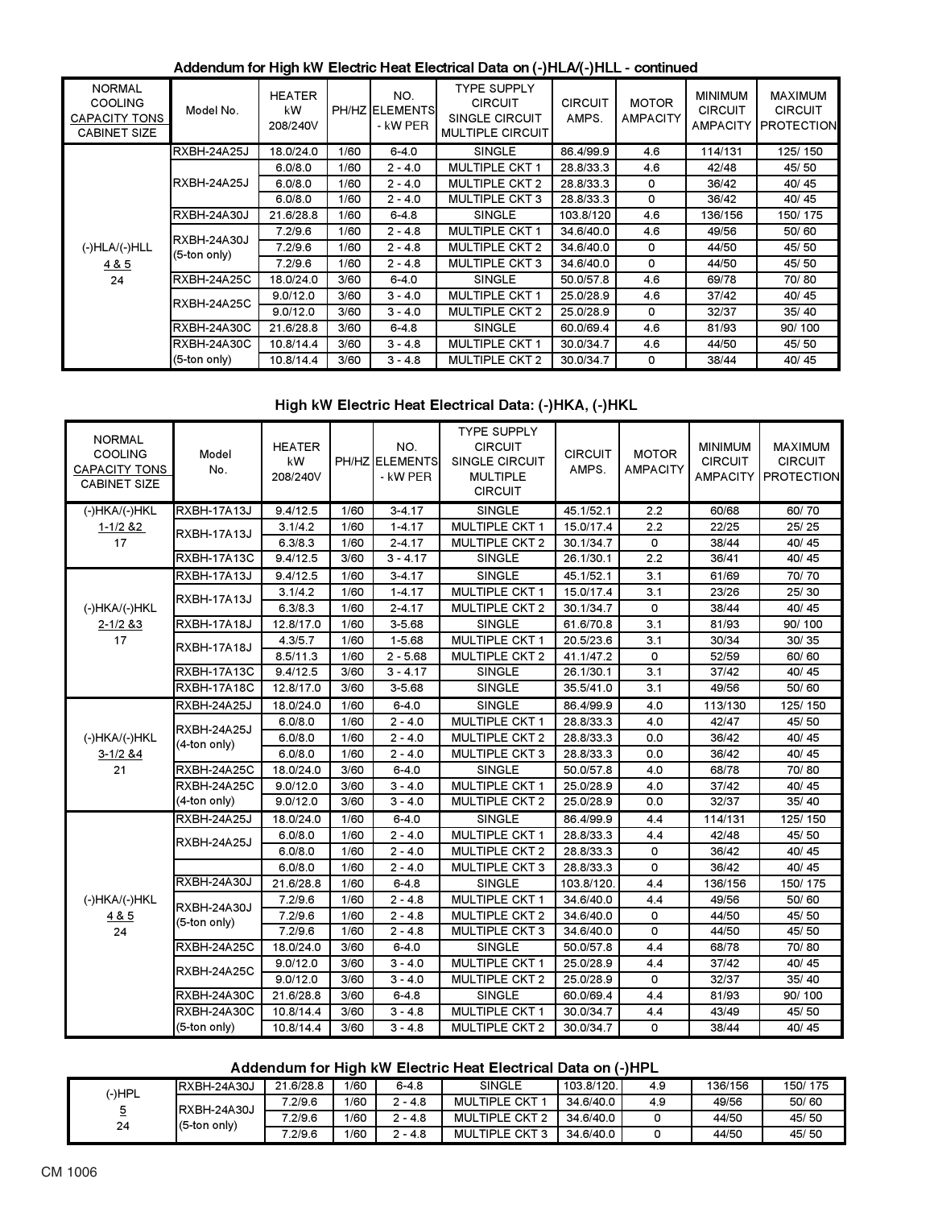## Addendum for High kW Electric Heat Electrical Data on (-)HLA/(-)HLL - continued

| NORMAL COOLING CAPACITY TONS CABINET SIZE | Model No. | HEATER kW 208/240V | PH/HZ | NO. ELEMENTS - kW PER | TYPE SUPPLY CIRCUIT SINGLE CIRCUIT MULTIPLE CIRCUIT | CIRCUIT AMPS. | MOTOR AMPACITY | MINIMUM CIRCUIT AMPACITY | MAXIMUM CIRCUIT PROTECTION |
|---|---|---|---|---|---|---|---|---|---|
| (-)HLA/(-)HLL 4 & 5 24 | RXBH-24A25J | 18.0/24.0 | 1/60 | 6-4.0 | SINGLE | 86.4/99.9 | 4.6 | 114/131 | 125/ 150 |
| | RXBH-24A25J | 6.0/8.0 | 1/60 | 2 - 4.0 | MULTIPLE CKT 1 | 28.8/33.3 | 4.6 | 42/48 | 45/ 50 |
| | | 6.0/8.0 | 1/60 | 2 - 4.0 | MULTIPLE CKT 2 | 28.8/33.3 | 0 | 36/42 | 40/ 45 |
| | | 6.0/8.0 | 1/60 | 2 - 4.0 | MULTIPLE CKT 3 | 28.8/33.3 | 0 | 36/42 | 40/ 45 |
| | RXBH-24A30J | 21.6/28.8 | 1/60 | 6-4.8 | SINGLE | 103.8/120 | 4.6 | 136/156 | 150/ 175 |
| | RXBH-24A30J (5-ton only) | 7.2/9.6 | 1/60 | 2 - 4.8 | MULTIPLE CKT 1 | 34.6/40.0 | 4.6 | 49/56 | 50/ 60 |
| | | 7.2/9.6 | 1/60 | 2 - 4.8 | MULTIPLE CKT 2 | 34.6/40.0 | 0 | 44/50 | 45/ 50 |
| | | 7.2/9.6 | 1/60 | 2 - 4.8 | MULTIPLE CKT 3 | 34.6/40.0 | 0 | 44/50 | 45/ 50 |
| | RXBH-24A25C | 18.0/24.0 | 3/60 | 6-4.0 | SINGLE | 50.0/57.8 | 4.6 | 69/78 | 70/ 80 |
| | RXBH-24A25C | 9.0/12.0 | 3/60 | 3 - 4.0 | MULTIPLE CKT 1 | 25.0/28.9 | 4.6 | 37/42 | 40/ 45 |
| | | 9.0/12.0 | 3/60 | 3 - 4.0 | MULTIPLE CKT 2 | 25.0/28.9 | 0 | 32/37 | 35/ 40 |
| | RXBH-24A30C | 21.6/28.8 | 3/60 | 6-4.8 | SINGLE | 60.0/69.4 | 4.6 | 81/93 | 90/ 100 |
| | RXBH-24A30C (5-ton only) | 10.8/14.4 | 3/60 | 3 - 4.8 | MULTIPLE CKT 1 | 30.0/34.7 | 4.6 | 44/50 | 45/ 50 |
| | | 10.8/14.4 | 3/60 | 3 - 4.8 | MULTIPLE CKT 2 | 30.0/34.7 | 0 | 38/44 | 40/ 45 |

## High kW Electric Heat Electrical Data: (-)HKA, (-)HKL

| NORMAL COOLING CAPACITY TONS CABINET SIZE | Model No. | HEATER kW 208/240V | PH/HZ | NO. ELEMENTS - kW PER | TYPE SUPPLY CIRCUIT SINGLE CIRCUIT MULTIPLE CIRCUIT | CIRCUIT AMPS. | MOTOR AMPACITY | MINIMUM CIRCUIT AMPACITY | MAXIMUM CIRCUIT PROTECTION |
|---|---|---|---|---|---|---|---|---|---|
| (-)HKA/(-)HKL 1-1/2 &2 17 | RXBH-17A13J | 9.4/12.5 | 1/60 | 3-4.17 | SINGLE | 45.1/52.1 | 2.2 | 60/68 | 60/ 70 |
| | RXBH-17A13J | 3.1/4.2 | 1/60 | 1-4.17 | MULTIPLE CKT 1 | 15.0/17.4 | 2.2 | 22/25 | 25/ 25 |
| | | 6.3/8.3 | 1/60 | 2-4.17 | MULTIPLE CKT 2 | 30.1/34.7 | 0 | 38/44 | 40/ 45 |
| | RXBH-17A13C | 9.4/12.5 | 3/60 | 3 - 4.17 | SINGLE | 26.1/30.1 | 2.2 | 36/41 | 40/ 45 |
| (-)HKA/(-)HKL 2-1/2 &3 17 | RXBH-17A13J | 9.4/12.5 | 1/60 | 3-4.17 | SINGLE | 45.1/52.1 | 3.1 | 61/69 | 70/ 70 |
| | RXBH-17A13J | 3.1/4.2 | 1/60 | 1-4.17 | MULTIPLE CKT 1 | 15.0/17.4 | 3.1 | 23/26 | 25/ 30 |
| | | 6.3/8.3 | 1/60 | 2-4.17 | MULTIPLE CKT 2 | 30.1/34.7 | 0 | 38/44 | 40/ 45 |
| | RXBH-17A18J | 12.8/17.0 | 1/60 | 3-5.68 | SINGLE | 61.6/70.8 | 3.1 | 81/93 | 90/ 100 |
| | RXBH-17A18J | 4.3/5.7 | 1/60 | 1-5.68 | MULTIPLE CKT 1 | 20.5/23.6 | 3.1 | 30/34 | 30/ 35 |
| | | 8.5/11.3 | 1/60 | 2 - 5.68 | MULTIPLE CKT 2 | 41.1/47.2 | 0 | 52/59 | 60/ 60 |
| | RXBH-17A13C | 9.4/12.5 | 3/60 | 3 - 4.17 | SINGLE | 26.1/30.1 | 3.1 | 37/42 | 40/ 45 |
| | RXBH-17A18C | 12.8/17.0 | 3/60 | 3-5.68 | SINGLE | 35.5/41.0 | 3.1 | 49/56 | 50/ 60 |
| (-)HKA/(-)HKL 3-1/2 &4 21 | RXBH-24A25J | 18.0/24.0 | 1/60 | 6-4.0 | SINGLE | 86.4/99.9 | 4.0 | 113/130 | 125/ 150 |
| | RXBH-24A25J (4-ton only) | 6.0/8.0 | 1/60 | 2 - 4.0 | MULTIPLE CKT 1 | 28.8/33.3 | 4.0 | 42/47 | 45/ 50 |
| | | 6.0/8.0 | 1/60 | 2 - 4.0 | MULTIPLE CKT 2 | 28.8/33.3 | 0.0 | 36/42 | 40/ 45 |
| | | 6.0/8.0 | 1/60 | 2 - 4.0 | MULTIPLE CKT 3 | 28.8/33.3 | 0.0 | 36/42 | 40/ 45 |
| | RXBH-24A25C | 18.0/24.0 | 3/60 | 6-4.0 | SINGLE | 50.0/57.8 | 4.0 | 68/78 | 70/ 80 |
| | RXBH-24A25C (4-ton only) | 9.0/12.0 | 3/60 | 3 - 4.0 | MULTIPLE CKT 1 | 25.0/28.9 | 4.0 | 37/42 | 40/ 45 |
| | | 9.0/12.0 | 3/60 | 3 - 4.0 | MULTIPLE CKT 2 | 25.0/28.9 | 0.0 | 32/37 | 35/ 40 |
| (-)HKA/(-)HKL 4 & 5 24 | RXBH-24A25J | 18.0/24.0 | 1/60 | 6-4.0 | SINGLE | 86.4/99.9 | 4.4 | 114/131 | 125/ 150 |
| | RXBH-24A25J | 6.0/8.0 | 1/60 | 2 - 4.0 | MULTIPLE CKT 1 | 28.8/33.3 | 4.4 | 42/48 | 45/ 50 |
| | | 6.0/8.0 | 1/60 | 2 - 4.0 | MULTIPLE CKT 2 | 28.8/33.3 | 0 | 36/42 | 40/ 45 |
| | | 6.0/8.0 | 1/60 | 2 - 4.0 | MULTIPLE CKT 3 | 28.8/33.3 | 0 | 36/42 | 40/ 45 |
| | RXBH-24A30J | 21.6/28.8 | 1/60 | 6-4.8 | SINGLE | 103.8/120. | 4.4 | 136/156 | 150/ 175 |
| | RXBH-24A30J (5-ton only) | 7.2/9.6 | 1/60 | 2 - 4.8 | MULTIPLE CKT 1 | 34.6/40.0 | 4.4 | 49/56 | 50/ 60 |
| | | 7.2/9.6 | 1/60 | 2 - 4.8 | MULTIPLE CKT 2 | 34.6/40.0 | 0 | 44/50 | 45/ 50 |
| | | 7.2/9.6 | 1/60 | 2 - 4.8 | MULTIPLE CKT 3 | 34.6/40.0 | 0 | 44/50 | 45/ 50 |
| | RXBH-24A25C | 18.0/24.0 | 3/60 | 6-4.0 | SINGLE | 50.0/57.8 | 4.4 | 68/78 | 70/ 80 |
| | RXBH-24A25C | 9.0/12.0 | 3/60 | 3 - 4.0 | MULTIPLE CKT 1 | 25.0/28.9 | 4.4 | 37/42 | 40/ 45 |
| | | 9.0/12.0 | 3/60 | 3 - 4.0 | MULTIPLE CKT 2 | 25.0/28.9 | 0 | 32/37 | 35/ 40 |
| | RXBH-24A30C | 21.6/28.8 | 3/60 | 6-4.8 | SINGLE | 60.0/69.4 | 4.4 | 81/93 | 90/ 100 |
| | RXBH-24A30C (5-ton only) | 10.8/14.4 | 3/60 | 3 - 4.8 | MULTIPLE CKT 1 | 30.0/34.7 | 4.4 | 43/49 | 45/ 50 |
| | | 10.8/14.4 | 3/60 | 3 - 4.8 | MULTIPLE CKT 2 | 30.0/34.7 | 0 | 38/44 | 40/ 45 |

## Addendum for High kW Electric Heat Electrical Data on (-)HPL

| | | | | | | | | | |
|---|---|---|---|---|---|---|---|---|---|
| (-)HPL 5 24 | RXBH-24A30J | 21.6/28.8 | 1/60 | 6-4.8 | SINGLE | 103.8/120. | 4.9 | 136/156 | 150/ 175 |
| | RXBH-24A30J (5-ton only) | 7.2/9.6 | 1/60 | 2 - 4.8 | MULTIPLE CKT 1 | 34.6/40.0 | 4.9 | 49/56 | 50/ 60 |
| | | 7.2/9.6 | 1/60 | 2 - 4.8 | MULTIPLE CKT 2 | 34.6/40.0 | 0 | 44/50 | 45/ 50 |
| | | 7.2/9.6 | 1/60 | 2 - 4.8 | MULTIPLE CKT 3 | 34.6/40.0 | 0 | 44/50 | 45/ 50 |

CM 1006